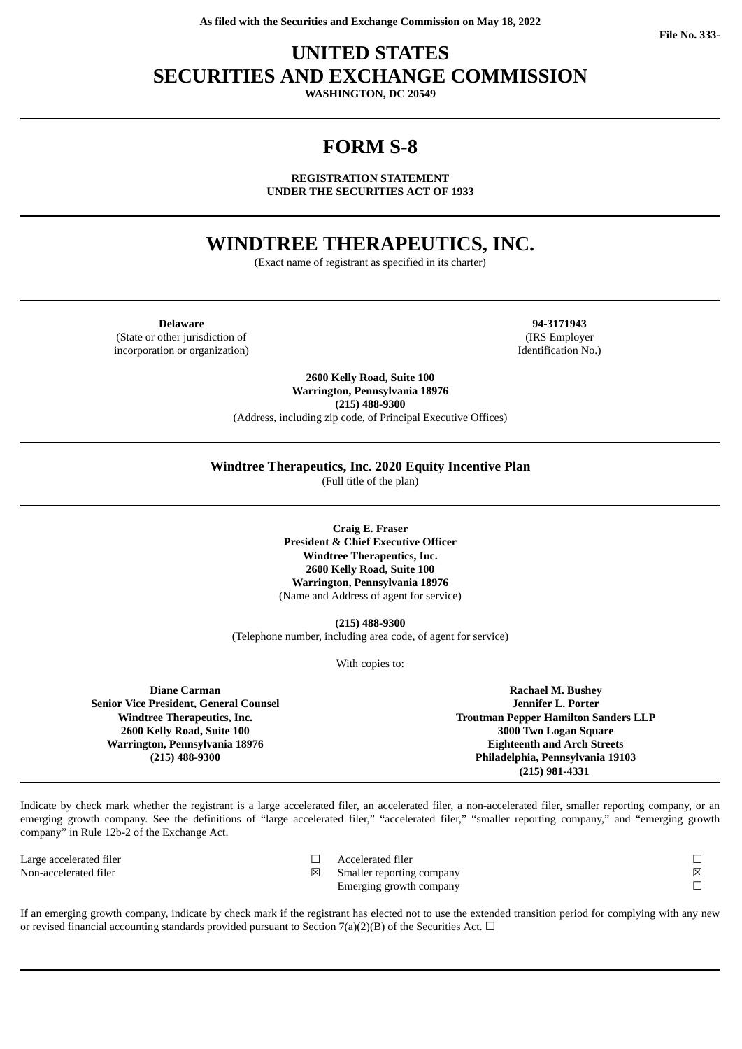As filed with the Securities and Exchange Commission on May 18, 2022

File No. 333-

# UNITED STATES
# SECURITIES AND EXCHANGE COMMISSION

**WASHINGTON, DC 20549**

---

# FORM S-8

**REGISTRATION STATEMENT**
**UNDER THE SECURITIES ACT OF 1933**

---

# WINDTREE THERAPEUTICS, INC.

(Exact name of registrant as specified in its charter)

---

| **Delaware** | **94-3171943** |
|---|---|
| (State or other jurisdiction of incorporation or organization) | (IRS Employer Identification No.) |

**2600 Kelly Road, Suite 100**
**Warrington, Pennsylvania 18976**
**(215) 488-9300**
(Address, including zip code, of Principal Executive Offices)

---

**Windtree Therapeutics, Inc. 2020 Equity Incentive Plan**
(Full title of the plan)

---

**Craig E. Fraser**
**President & Chief Executive Officer**
**Windtree Therapeutics, Inc.**
**2600 Kelly Road, Suite 100**
**Warrington, Pennsylvania 18976**
(Name and Address of agent for service)

**(215) 488-9300**
(Telephone number, including area code, of agent for service)

With copies to:

| **Diane Carman** | **Rachael M. Bushey** |
|---|---|
| **Senior Vice President, General Counsel** | **Jennifer L. Porter** |
| **Windtree Therapeutics, Inc.** | **Troutman Pepper Hamilton Sanders LLP** |
| **2600 Kelly Road, Suite 100** | **3000 Two Logan Square** |
| **Warrington, Pennsylvania 18976** | **Eighteenth and Arch Streets** |
| **(215) 488-9300** | **Philadelphia, Pennsylvania 19103** |
| | **(215) 981-4331** |

---

Indicate by check mark whether the registrant is a large accelerated filer, an accelerated filer, a non-accelerated filer, smaller reporting company, or an emerging growth company. See the definitions of “large accelerated filer,” “accelerated filer,” “smaller reporting company,” and “emerging growth company” in Rule 12b-2 of the Exchange Act.

| | | | |
|---|---|---|---|
| Large accelerated filer | ☐ | Accelerated filer | ☐ |
| Non-accelerated filer | ☒ | Smaller reporting company | ☒ |
| | | Emerging growth company | ☐ |

If an emerging growth company, indicate by check mark if the registrant has elected not to use the extended transition period for complying with any new or revised financial accounting standards provided pursuant to Section 7(a)(2)(B) of the Securities Act. ☐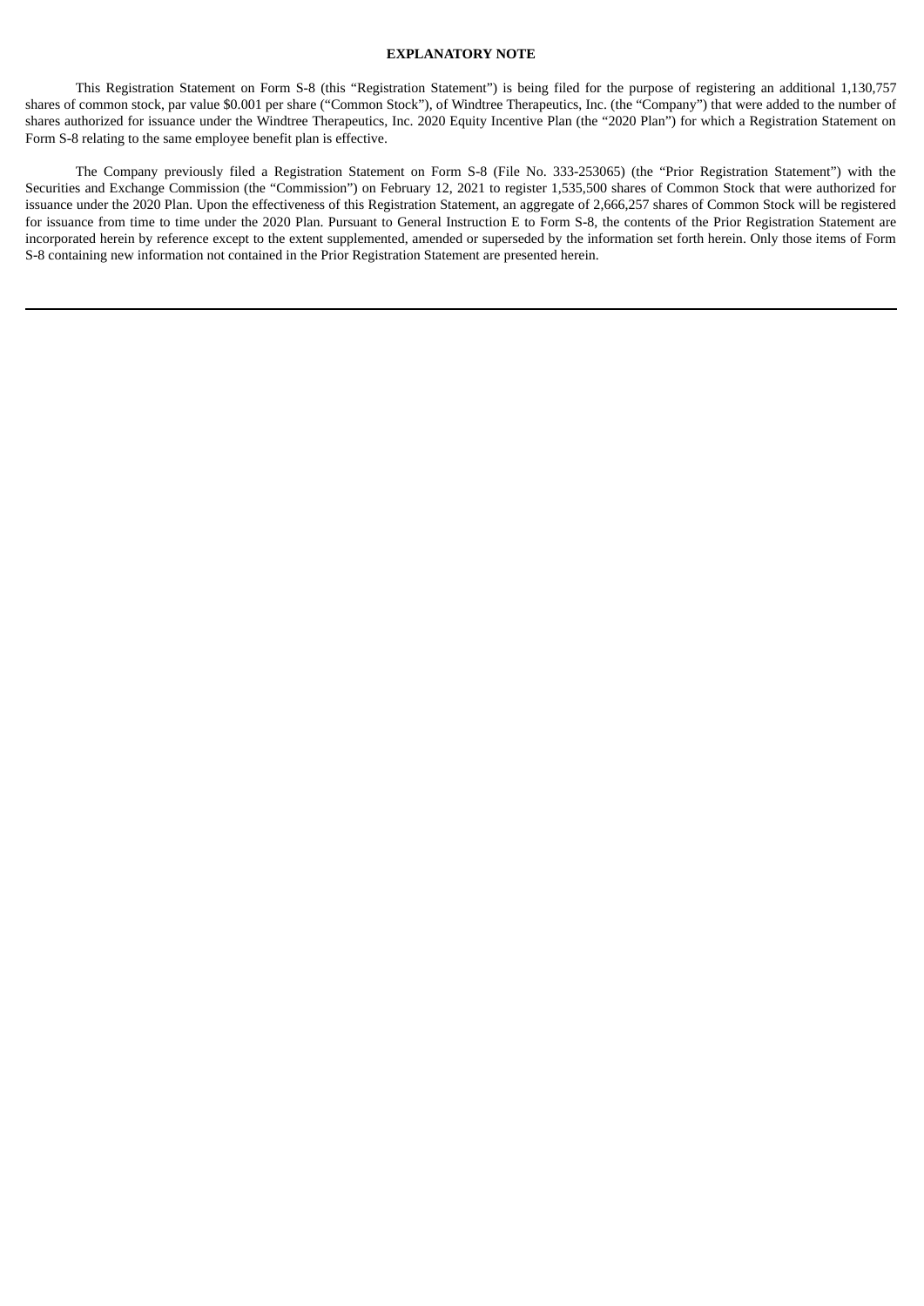**EXPLANATORY NOTE**

This Registration Statement on Form S-8 (this "Registration Statement") is being filed for the purpose of registering an additional 1,130,757 shares of common stock, par value $0.001 per share ("Common Stock"), of Windtree Therapeutics, Inc. (the "Company") that were added to the number of shares authorized for issuance under the Windtree Therapeutics, Inc. 2020 Equity Incentive Plan (the "2020 Plan") for which a Registration Statement on Form S-8 relating to the same employee benefit plan is effective.

The Company previously filed a Registration Statement on Form S-8 (File No. 333-253065) (the "Prior Registration Statement") with the Securities and Exchange Commission (the "Commission") on February 12, 2021 to register 1,535,500 shares of Common Stock that were authorized for issuance under the 2020 Plan. Upon the effectiveness of this Registration Statement, an aggregate of 2,666,257 shares of Common Stock will be registered for issuance from time to time under the 2020 Plan. Pursuant to General Instruction E to Form S-8, the contents of the Prior Registration Statement are incorporated herein by reference except to the extent supplemented, amended or superseded by the information set forth herein. Only those items of Form S-8 containing new information not contained in the Prior Registration Statement are presented herein.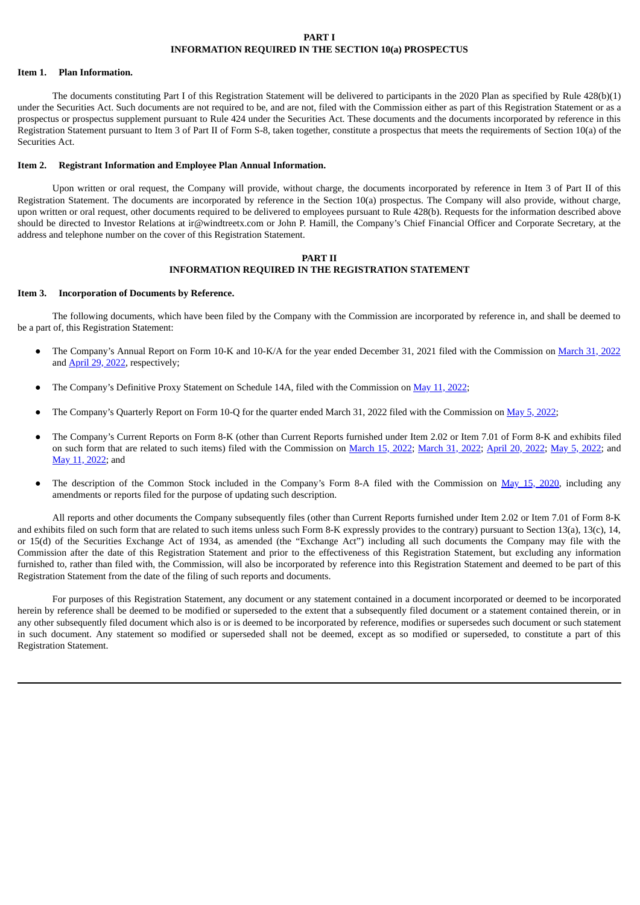# PART I
## INFORMATION REQUIRED IN THE SECTION 10(a) PROSPECTUS

### Item 1. Plan Information.

The documents constituting Part I of this Registration Statement will be delivered to participants in the 2020 Plan as specified by Rule 428(b)(1) under the Securities Act. Such documents are not required to be, and are not, filed with the Commission either as part of this Registration Statement or as a prospectus or prospectus supplement pursuant to Rule 424 under the Securities Act. These documents and the documents incorporated by reference in this Registration Statement pursuant to Item 3 of Part II of Form S-8, taken together, constitute a prospectus that meets the requirements of Section 10(a) of the Securities Act.

### Item 2. Registrant Information and Employee Plan Annual Information.

Upon written or oral request, the Company will provide, without charge, the documents incorporated by reference in Item 3 of Part II of this Registration Statement. The documents are incorporated by reference in the Section 10(a) prospectus. The Company will also provide, without charge, upon written or oral request, other documents required to be delivered to employees pursuant to Rule 428(b). Requests for the information described above should be directed to Investor Relations at ir@windtreetx.com or John P. Hamill, the Company's Chief Financial Officer and Corporate Secretary, at the address and telephone number on the cover of this Registration Statement.

# PART II
## INFORMATION REQUIRED IN THE REGISTRATION STATEMENT

### Item 3. Incorporation of Documents by Reference.

The following documents, which have been filed by the Company with the Commission are incorporated by reference in, and shall be deemed to be a part of, this Registration Statement:

- The Company's Annual Report on Form 10-K and 10-K/A for the year ended December 31, 2021 filed with the Commission on March 31, 2022 and April 29, 2022, respectively;

- The Company's Definitive Proxy Statement on Schedule 14A, filed with the Commission on May 11, 2022;

- The Company's Quarterly Report on Form 10-Q for the quarter ended March 31, 2022 filed with the Commission on May 5, 2022;

- The Company's Current Reports on Form 8-K (other than Current Reports furnished under Item 2.02 or Item 7.01 of Form 8-K and exhibits filed on such form that are related to such items) filed with the Commission on March 15, 2022; March 31, 2022; April 20, 2022; May 5, 2022; and May 11, 2022; and

- The description of the Common Stock included in the Company's Form 8-A filed with the Commission on May 15, 2020, including any amendments or reports filed for the purpose of updating such description.

All reports and other documents the Company subsequently files (other than Current Reports furnished under Item 2.02 or Item 7.01 of Form 8-K and exhibits filed on such form that are related to such items unless such Form 8-K expressly provides to the contrary) pursuant to Section 13(a), 13(c), 14, or 15(d) of the Securities Exchange Act of 1934, as amended (the "Exchange Act") including all such documents the Company may file with the Commission after the date of this Registration Statement and prior to the effectiveness of this Registration Statement, but excluding any information furnished to, rather than filed with, the Commission, will also be incorporated by reference into this Registration Statement and deemed to be part of this Registration Statement from the date of the filing of such reports and documents.

For purposes of this Registration Statement, any document or any statement contained in a document incorporated or deemed to be incorporated herein by reference shall be deemed to be modified or superseded to the extent that a subsequently filed document or a statement contained therein, or in any other subsequently filed document which also is or is deemed to be incorporated by reference, modifies or supersedes such document or such statement in such document. Any statement so modified or superseded shall not be deemed, except as so modified or superseded, to constitute a part of this Registration Statement.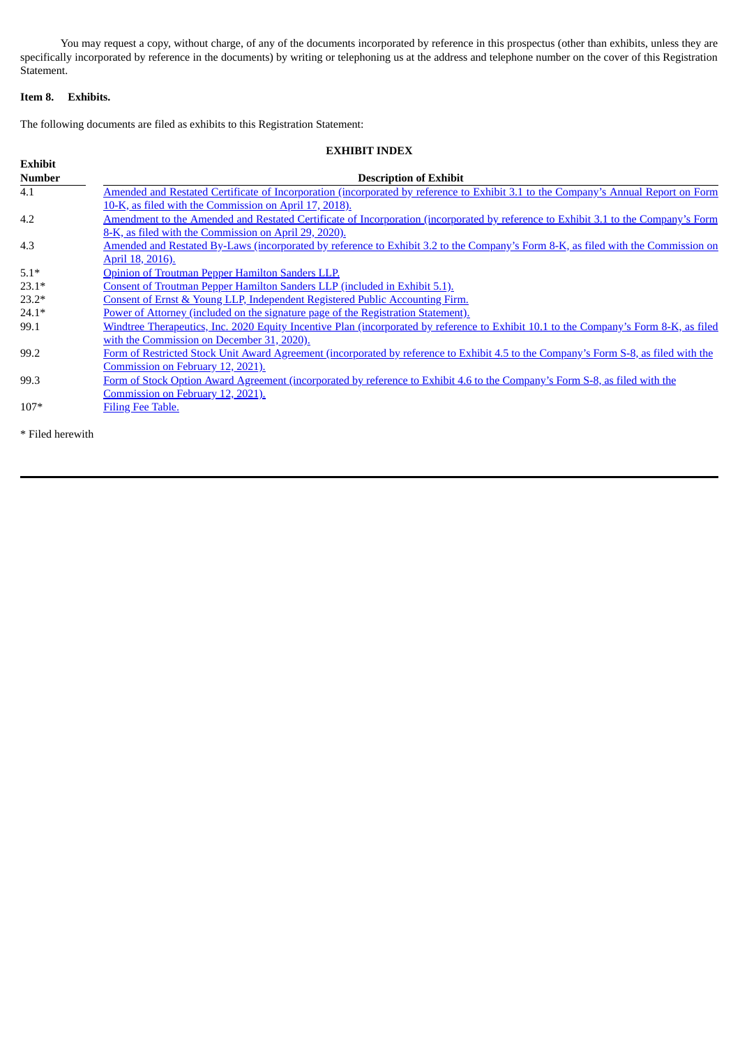You may request a copy, without charge, of any of the documents incorporated by reference in this prospectus (other than exhibits, unless they are specifically incorporated by reference in the documents) by writing or telephoning us at the address and telephone number on the cover of this Registration Statement.

**Item 8. Exhibits.**

The following documents are filed as exhibits to this Registration Statement:

**EXHIBIT INDEX**

| Exhibit Number | Description of Exhibit |
|---|---|
| 4.1 | Amended and Restated Certificate of Incorporation (incorporated by reference to Exhibit 3.1 to the Company's Annual Report on Form 10-K, as filed with the Commission on April 17, 2018). |
| 4.2 | Amendment to the Amended and Restated Certificate of Incorporation (incorporated by reference to Exhibit 3.1 to the Company's Form 8-K, as filed with the Commission on April 29, 2020). |
| 4.3 | Amended and Restated By-Laws (incorporated by reference to Exhibit 3.2 to the Company's Form 8-K, as filed with the Commission on April 18, 2016). |
| 5.1* | Opinion of Troutman Pepper Hamilton Sanders LLP. |
| 23.1* | Consent of Troutman Pepper Hamilton Sanders LLP (included in Exhibit 5.1). |
| 23.2* | Consent of Ernst & Young LLP, Independent Registered Public Accounting Firm. |
| 24.1* | Power of Attorney (included on the signature page of the Registration Statement). |
| 99.1 | Windtree Therapeutics, Inc. 2020 Equity Incentive Plan (incorporated by reference to Exhibit 10.1 to the Company's Form 8-K, as filed with the Commission on December 31, 2020). |
| 99.2 | Form of Restricted Stock Unit Award Agreement (incorporated by reference to Exhibit 4.5 to the Company's Form S-8, as filed with the Commission on February 12, 2021). |
| 99.3 | Form of Stock Option Award Agreement (incorporated by reference to Exhibit 4.6 to the Company's Form S-8, as filed with the Commission on February 12, 2021). |
| 107* | Filing Fee Table. |

* Filed herewith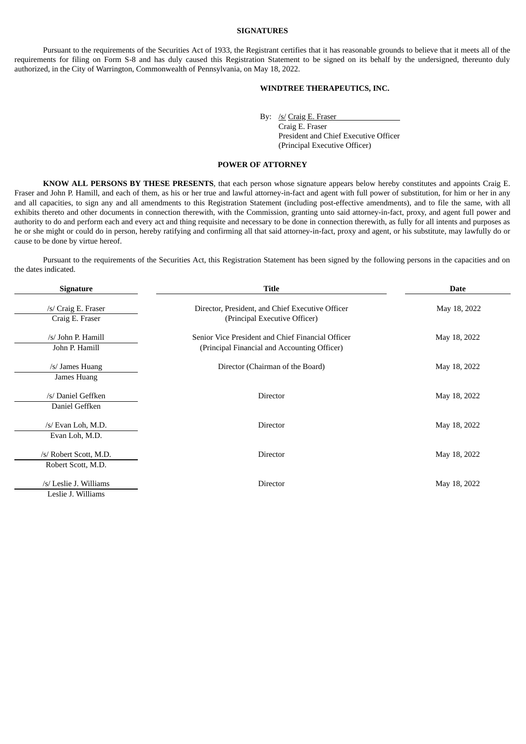## SIGNATURES

Pursuant to the requirements of the Securities Act of 1933, the Registrant certifies that it has reasonable grounds to believe that it meets all of the requirements for filing on Form S-8 and has duly caused this Registration Statement to be signed on its behalf by the undersigned, thereunto duly authorized, in the City of Warrington, Commonwealth of Pennsylvania, on May 18, 2022.

**WINDTREE THERAPEUTICS, INC.**

By: /s/ Craig E. Fraser
Craig E. Fraser
President and Chief Executive Officer
(Principal Executive Officer)

## POWER OF ATTORNEY

**KNOW ALL PERSONS BY THESE PRESENTS**, that each person whose signature appears below hereby constitutes and appoints Craig E. Fraser and John P. Hamill, and each of them, as his or her true and lawful attorney-in-fact and agent with full power of substitution, for him or her in any and all capacities, to sign any and all amendments to this Registration Statement (including post-effective amendments), and to file the same, with all exhibits thereto and other documents in connection therewith, with the Commission, granting unto said attorney-in-fact, proxy, and agent full power and authority to do and perform each and every act and thing requisite and necessary to be done in connection therewith, as fully for all intents and purposes as he or she might or could do in person, hereby ratifying and confirming all that said attorney-in-fact, proxy and agent, or his substitute, may lawfully do or cause to be done by virtue hereof.

Pursuant to the requirements of the Securities Act, this Registration Statement has been signed by the following persons in the capacities and on the dates indicated.

| Signature | Title | Date |
|---|---|---|
| /s/ Craig E. Fraser<br>Craig E. Fraser | Director, President, and Chief Executive Officer<br>(Principal Executive Officer) | May 18, 2022 |
| /s/ John P. Hamill<br>John P. Hamill | Senior Vice President and Chief Financial Officer<br>(Principal Financial and Accounting Officer) | May 18, 2022 |
| /s/ James Huang<br>James Huang | Director (Chairman of the Board) | May 18, 2022 |
| /s/ Daniel Geffken<br>Daniel Geffken | Director | May 18, 2022 |
| /s/ Evan Loh, M.D.<br>Evan Loh, M.D. | Director | May 18, 2022 |
| /s/ Robert Scott, M.D.<br>Robert Scott, M.D. | Director | May 18, 2022 |
| /s/ Leslie J. Williams<br>Leslie J. Williams | Director | May 18, 2022 |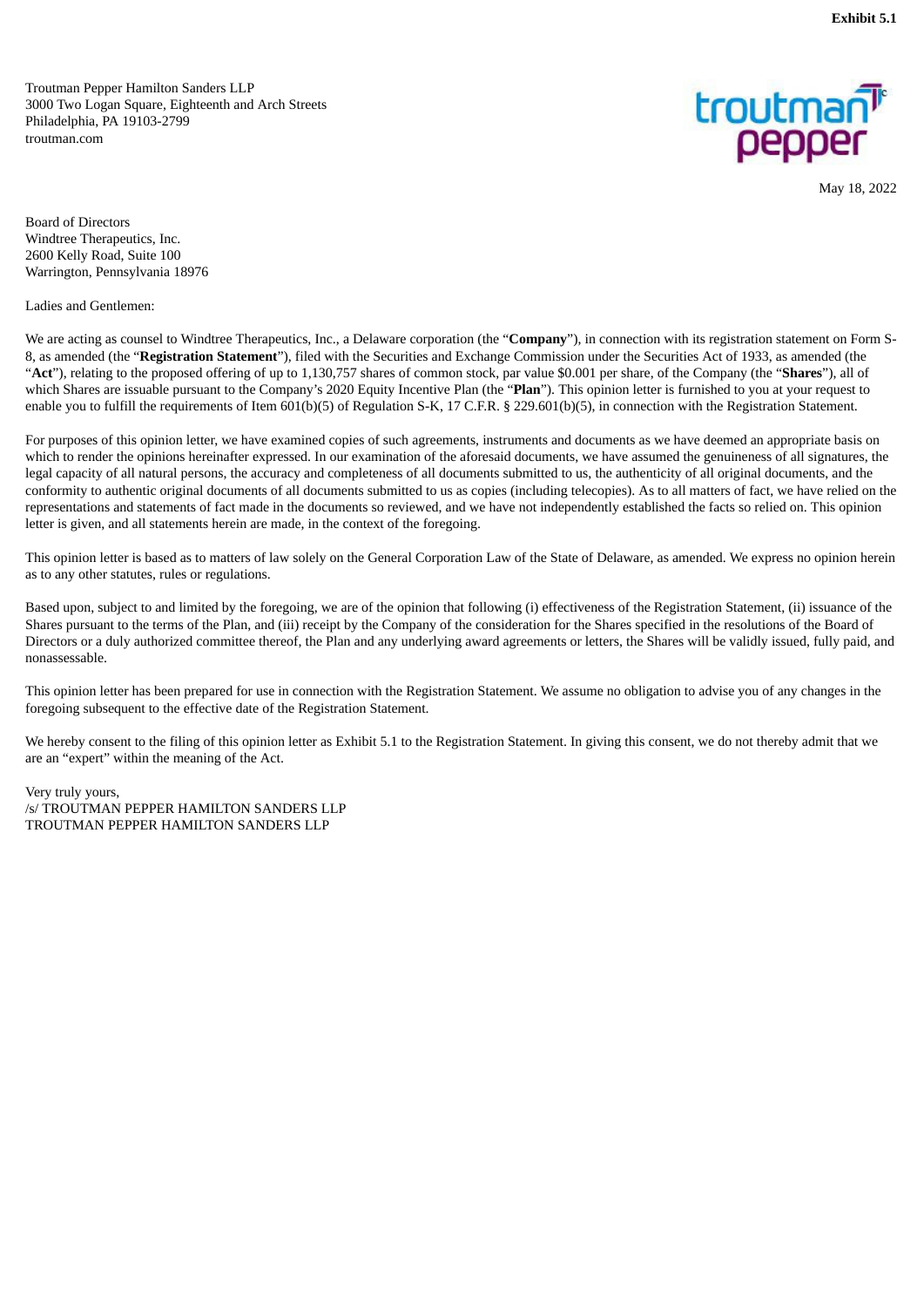**Exhibit 5.1**

Troutman Pepper Hamilton Sanders LLP
3000 Two Logan Square, Eighteenth and Arch Streets
Philadelphia, PA 19103-2799
troutman.com

May 18, 2022

Board of Directors
Windtree Therapeutics, Inc.
2600 Kelly Road, Suite 100
Warrington, Pennsylvania 18976

Ladies and Gentlemen:

We are acting as counsel to Windtree Therapeutics, Inc., a Delaware corporation (the "**Company**"), in connection with its registration statement on Form S-8, as amended (the "**Registration Statement**"), filed with the Securities and Exchange Commission under the Securities Act of 1933, as amended (the "**Act**"), relating to the proposed offering of up to 1,130,757 shares of common stock, par value $0.001 per share, of the Company (the "**Shares**"), all of which Shares are issuable pursuant to the Company's 2020 Equity Incentive Plan (the "**Plan**"). This opinion letter is furnished to you at your request to enable you to fulfill the requirements of Item 601(b)(5) of Regulation S-K, 17 C.F.R. § 229.601(b)(5), in connection with the Registration Statement.

For purposes of this opinion letter, we have examined copies of such agreements, instruments and documents as we have deemed an appropriate basis on which to render the opinions hereinafter expressed. In our examination of the aforesaid documents, we have assumed the genuineness of all signatures, the legal capacity of all natural persons, the accuracy and completeness of all documents submitted to us, the authenticity of all original documents, and the conformity to authentic original documents of all documents submitted to us as copies (including telecopies). As to all matters of fact, we have relied on the representations and statements of fact made in the documents so reviewed, and we have not independently established the facts so relied on. This opinion letter is given, and all statements herein are made, in the context of the foregoing.

This opinion letter is based as to matters of law solely on the General Corporation Law of the State of Delaware, as amended. We express no opinion herein as to any other statutes, rules or regulations.

Based upon, subject to and limited by the foregoing, we are of the opinion that following (i) effectiveness of the Registration Statement, (ii) issuance of the Shares pursuant to the terms of the Plan, and (iii) receipt by the Company of the consideration for the Shares specified in the resolutions of the Board of Directors or a duly authorized committee thereof, the Plan and any underlying award agreements or letters, the Shares will be validly issued, fully paid, and nonassessable.

This opinion letter has been prepared for use in connection with the Registration Statement. We assume no obligation to advise you of any changes in the foregoing subsequent to the effective date of the Registration Statement.

We hereby consent to the filing of this opinion letter as Exhibit 5.1 to the Registration Statement. In giving this consent, we do not thereby admit that we are an "expert" within the meaning of the Act.

Very truly yours,
/s/ TROUTMAN PEPPER HAMILTON SANDERS LLP
TROUTMAN PEPPER HAMILTON SANDERS LLP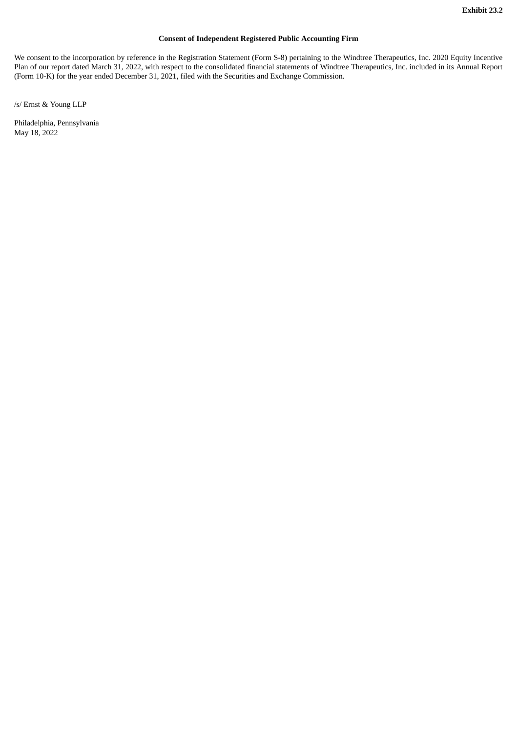**Exhibit 23.2**

**Consent of Independent Registered Public Accounting Firm**

We consent to the incorporation by reference in the Registration Statement (Form S-8) pertaining to the Windtree Therapeutics, Inc. 2020 Equity Incentive Plan of our report dated March 31, 2022, with respect to the consolidated financial statements of Windtree Therapeutics, Inc. included in its Annual Report (Form 10-K) for the year ended December 31, 2021, filed with the Securities and Exchange Commission.

/s/ Ernst & Young LLP

Philadelphia, Pennsylvania
May 18, 2022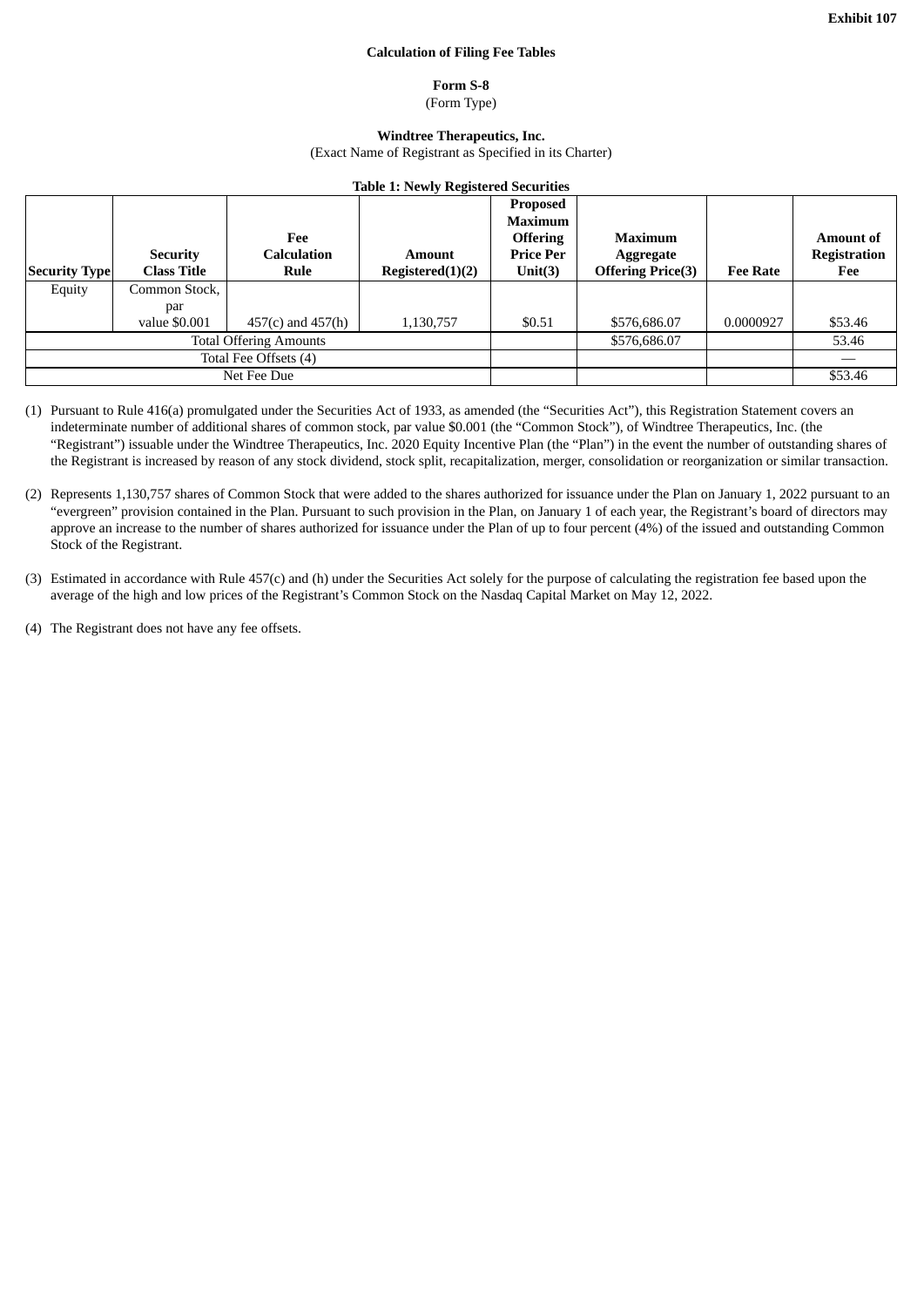**Exhibit 107**

**Calculation of Filing Fee Tables**

**Form S-8**
(Form Type)

**Windtree Therapeutics, Inc.**
(Exact Name of Registrant as Specified in its Charter)

**Table 1: Newly Registered Securities**

| Security Type | Security Class Title | Fee Calculation Rule | Amount Registered(1)(2) | Proposed Maximum Offering Price Per Unit(3) | Maximum Aggregate Offering Price(3) | Fee Rate | Amount of Registration Fee |
|---|---|---|---|---|---|---|---|
| Equity | Common Stock, par value $0.001 | 457(c) and 457(h) | 1,130,757 | $0.51 | $576,686.07 | 0.0000927 | $53.46 |
| Total Offering Amounts | | | | | $576,686.07 | | 53.46 |
| Total Fee Offsets (4) | | | | | | | — |
| Net Fee Due | | | | | | | $53.46 |

(1) Pursuant to Rule 416(a) promulgated under the Securities Act of 1933, as amended (the "Securities Act"), this Registration Statement covers an indeterminate number of additional shares of common stock, par value $0.001 (the "Common Stock"), of Windtree Therapeutics, Inc. (the "Registrant") issuable under the Windtree Therapeutics, Inc. 2020 Equity Incentive Plan (the "Plan") in the event the number of outstanding shares of the Registrant is increased by reason of any stock dividend, stock split, recapitalization, merger, consolidation or reorganization or similar transaction.

(2) Represents 1,130,757 shares of Common Stock that were added to the shares authorized for issuance under the Plan on January 1, 2022 pursuant to an "evergreen" provision contained in the Plan. Pursuant to such provision in the Plan, on January 1 of each year, the Registrant's board of directors may approve an increase to the number of shares authorized for issuance under the Plan of up to four percent (4%) of the issued and outstanding Common Stock of the Registrant.

(3) Estimated in accordance with Rule 457(c) and (h) under the Securities Act solely for the purpose of calculating the registration fee based upon the average of the high and low prices of the Registrant's Common Stock on the Nasdaq Capital Market on May 12, 2022.

(4) The Registrant does not have any fee offsets.